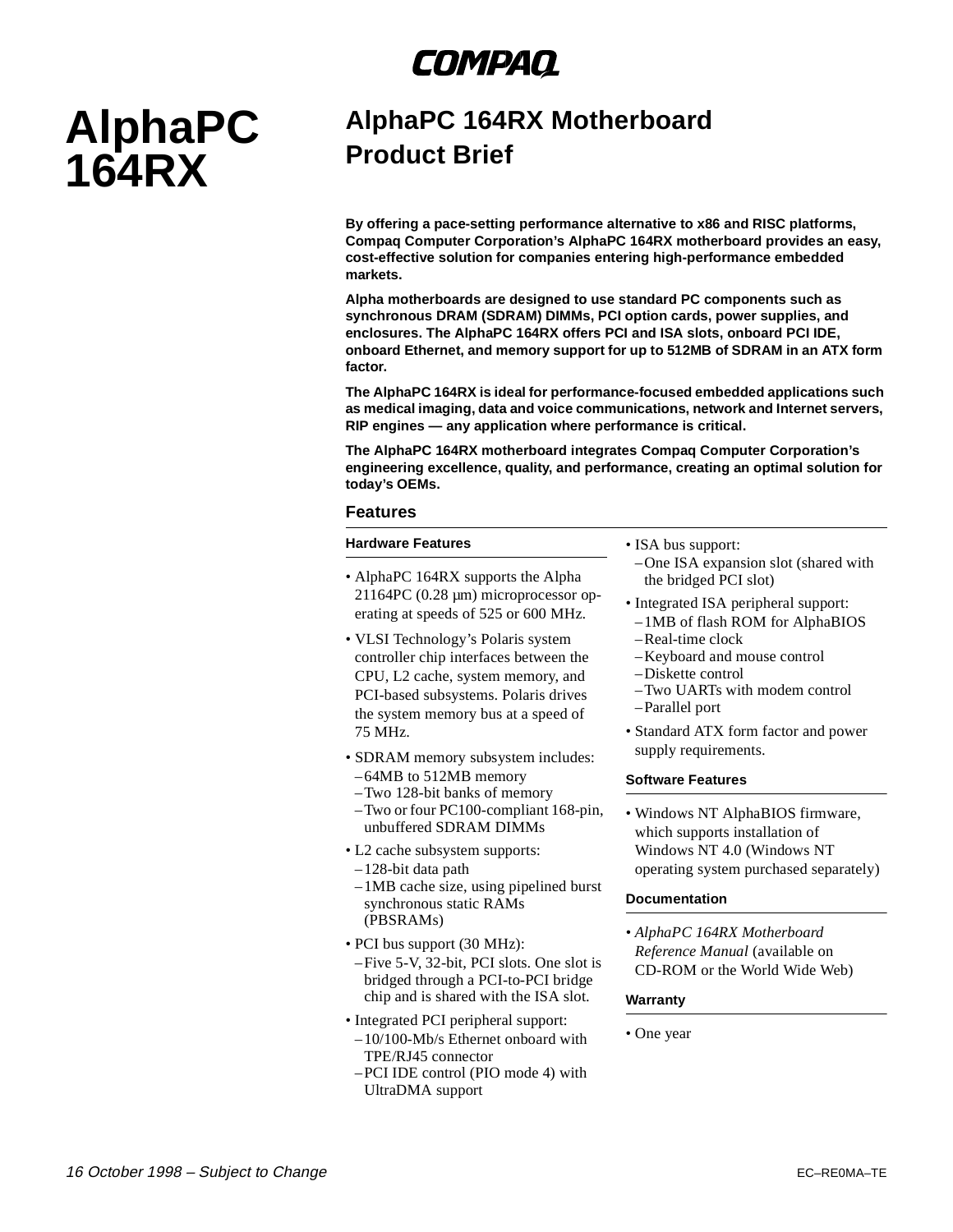COMPAQ

# AlphaPC 164RX

## AlphaPC 164RX Motherboard Product Brief

**By offering a pace-setting performance alternative to x86 and RISC platforms, Compaq Computer Corporation's AlphaPC 164RX motherboard provides an easy, cost-effective solution for companies entering high-performance embedded markets.**

**Alpha motherboards are designed to use standard PC components such as synchronous DRAM (SDRAM) DIMMs, PCI option cards, power supplies, and enclosures. The AlphaPC 164RX offers PCI and ISA slots, onboard PCI IDE, onboard Ethernet, and memory support for up to 512MB of SDRAM in an ATX form factor.**

**The AlphaPC 164RX is ideal for performance-focused embedded applications such as medical imaging, data and voice communications, network and Internet servers, RIP engines — any application where performance is critical.**

**The AlphaPC 164RX motherboard integrates Compaq Computer Corporation's engineering excellence, quality, and performance, creating an optimal solution for today's OEMs.**

### Features

#### Hardware Features

- AlphaPC 164RX supports the Alpha 21164PC (0.28 µm) microprocessor operating at speeds of 525 or 600 MHz.
- VLSI Technology's Polaris system controller chip interfaces between the CPU, L2 cache, system memory, and PCI-based subsystems. Polaris drives the system memory bus at a speed of 75 MHz.
- SDRAM memory subsystem includes:
  - 64MB to 512MB memory
  - Two 128-bit banks of memory
  - Two or four PC100-compliant 168-pin, unbuffered SDRAM DIMMs
- L2 cache subsystem supports:
  - 128-bit data path
  - 1MB cache size, using pipelined burst synchronous static RAMs (PBSRAMs)
- PCI bus support (30 MHz):
  - Five 5-V, 32-bit, PCI slots. One slot is bridged through a PCI-to-PCI bridge chip and is shared with the ISA slot.
- Integrated PCI peripheral support:
  - 10/100-Mb/s Ethernet onboard with TPE/RJ45 connector
  - PCI IDE control (PIO mode 4) with UltraDMA support
- ISA bus support:
  - One ISA expansion slot (shared with the bridged PCI slot)
- Integrated ISA peripheral support:
  - 1MB of flash ROM for AlphaBIOS
  - Real-time clock
  - Keyboard and mouse control
  - Diskette control
  - Two UARTs with modem control
  - Parallel port
- Standard ATX form factor and power supply requirements.

#### Software Features

- Windows NT AlphaBIOS firmware, which supports installation of Windows NT 4.0 (Windows NT operating system purchased separately)

#### Documentation

- *AlphaPC 164RX Motherboard Reference Manual* (available on CD-ROM or the World Wide Web)

#### Warranty

- One year

*16 October 1998 – Subject to Change* EC–RE0MA–TE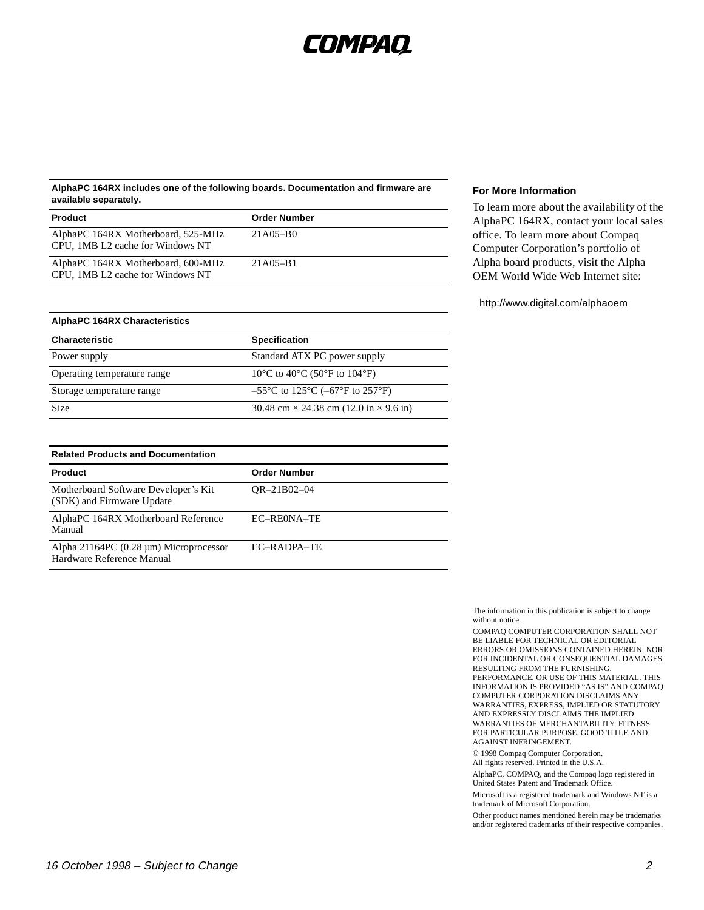COMPAQ

**AlphaPC 164RX includes one of the following boards. Documentation and firmware are available separately.**

| Product | Order Number |
|---|---|
| AlphaPC 164RX Motherboard, 525-MHz CPU, 1MB L2 cache for Windows NT | 21A05–B0 |
| AlphaPC 164RX Motherboard, 600-MHz CPU, 1MB L2 cache for Windows NT | 21A05–B1 |

**AlphaPC 164RX Characteristics**

| Characteristic | Specification |
|---|---|
| Power supply | Standard ATX PC power supply |
| Operating temperature range | 10°C to 40°C (50°F to 104°F) |
| Storage temperature range | –55°C to 125°C (–67°F to 257°F) |
| Size | 30.48 cm × 24.38 cm (12.0 in × 9.6 in) |

**Related Products and Documentation**

| Product | Order Number |
|---|---|
| Motherboard Software Developer’s Kit (SDK) and Firmware Update | QR–21B02–04 |
| AlphaPC 164RX Motherboard Reference Manual | EC–RE0NA–TE |
| Alpha 21164PC (0.28 µm) Microprocessor Hardware Reference Manual | EC–RADPA–TE |

### For More Information

To learn more about the availability of the AlphaPC 164RX, contact your local sales office. To learn more about Compaq Computer Corporation’s portfolio of Alpha board products, visit the Alpha OEM World Wide Web Internet site:

http://www.digital.com/alphaoem

The information in this publication is subject to change without notice.

COMPAQ COMPUTER CORPORATION SHALL NOT BE LIABLE FOR TECHNICAL OR EDITORIAL ERRORS OR OMISSIONS CONTAINED HEREIN, NOR FOR INCIDENTAL OR CONSEQUENTIAL DAMAGES RESULTING FROM THE FURNISHING, PERFORMANCE, OR USE OF THIS MATERIAL. THIS INFORMATION IS PROVIDED “AS IS” AND COMPAQ COMPUTER CORPORATION DISCLAIMS ANY WARRANTIES, EXPRESS, IMPLIED OR STATUTORY AND EXPRESSLY DISCLAIMS THE IMPLIED WARRANTIES OF MERCHANTABILITY, FITNESS FOR PARTICULAR PURPOSE, GOOD TITLE AND AGAINST INFRINGEMENT.

© 1998 Compaq Computer Corporation.
All rights reserved. Printed in the U.S.A.

AlphaPC, COMPAQ, and the Compaq logo registered in United States Patent and Trademark Office.

Microsoft is a registered trademark and Windows NT is a trademark of Microsoft Corporation.

Other product names mentioned herein may be trademarks and/or registered trademarks of their respective companies.

*16 October 1998 – Subject to Change*